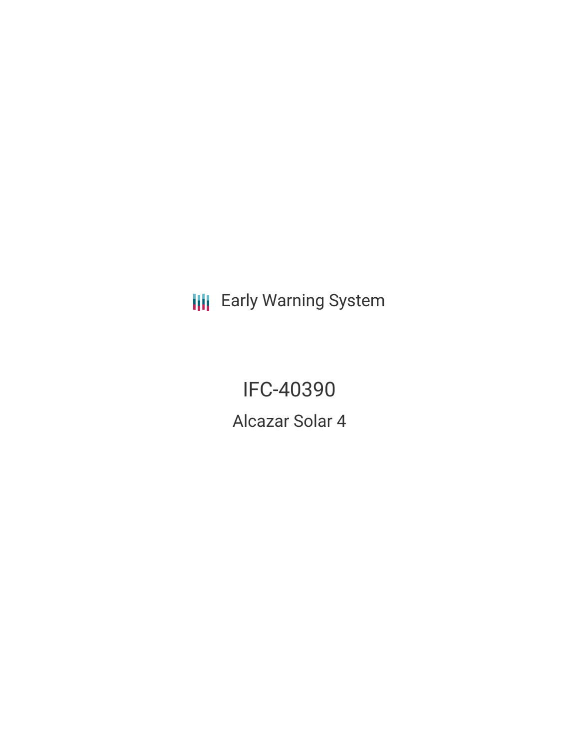Early Warning System

# IFC-40390

## Alcazar Solar 4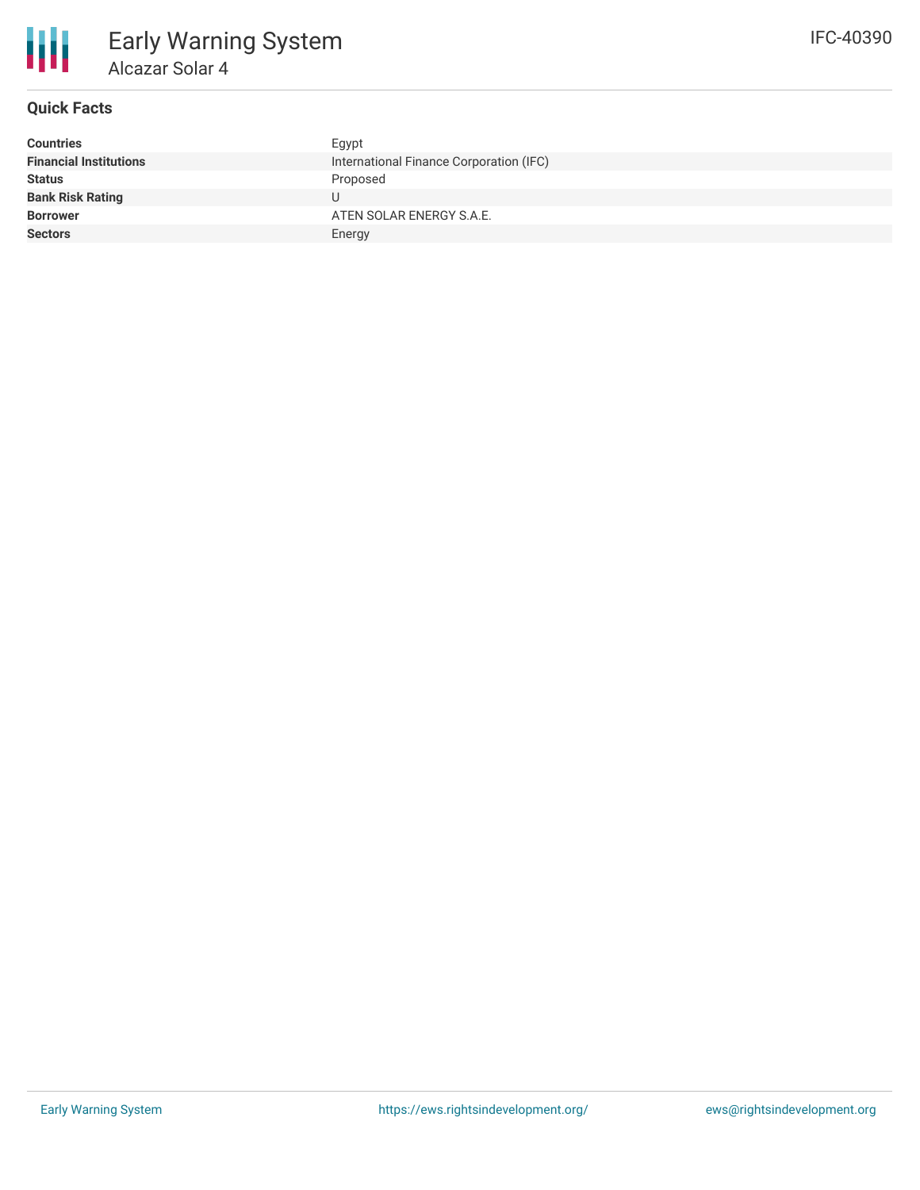# Early Warning System

## Alcazar Solar 4

IFC-40390

### Quick Facts

| | |
|---|---|
| **Countries** | Egypt |
| **Financial Institutions** | International Finance Corporation (IFC) |
| **Status** | Proposed |
| **Bank Risk Rating** | U |
| **Borrower** | ATEN SOLAR ENERGY S.A.E. |
| **Sectors** | Energy |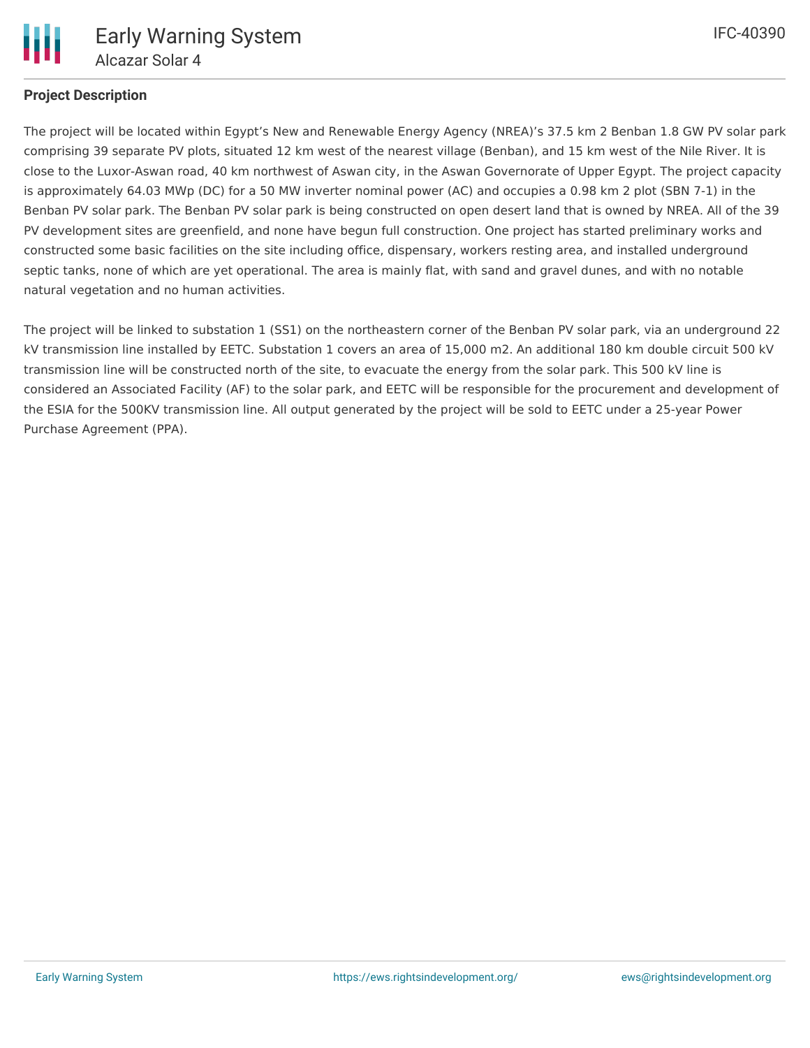## Project Description

The project will be located within Egypt's New and Renewable Energy Agency (NREA)'s 37.5 km 2 Benban 1.8 GW PV solar park comprising 39 separate PV plots, situated 12 km west of the nearest village (Benban), and 15 km west of the Nile River. It is close to the Luxor-Aswan road, 40 km northwest of Aswan city, in the Aswan Governorate of Upper Egypt. The project capacity is approximately 64.03 MWp (DC) for a 50 MW inverter nominal power (AC) and occupies a 0.98 km 2 plot (SBN 7-1) in the Benban PV solar park. The Benban PV solar park is being constructed on open desert land that is owned by NREA. All of the 39 PV development sites are greenfield, and none have begun full construction. One project has started preliminary works and constructed some basic facilities on the site including office, dispensary, workers resting area, and installed underground septic tanks, none of which are yet operational. The area is mainly flat, with sand and gravel dunes, and with no notable natural vegetation and no human activities.

The project will be linked to substation 1 (SS1) on the northeastern corner of the Benban PV solar park, via an underground 22 kV transmission line installed by EETC. Substation 1 covers an area of 15,000 m2. An additional 180 km double circuit 500 kV transmission line will be constructed north of the site, to evacuate the energy from the solar park. This 500 kV line is considered an Associated Facility (AF) to the solar park, and EETC will be responsible for the procurement and development of the ESIA for the 500KV transmission line. All output generated by the project will be sold to EETC under a 25-year Power Purchase Agreement (PPA).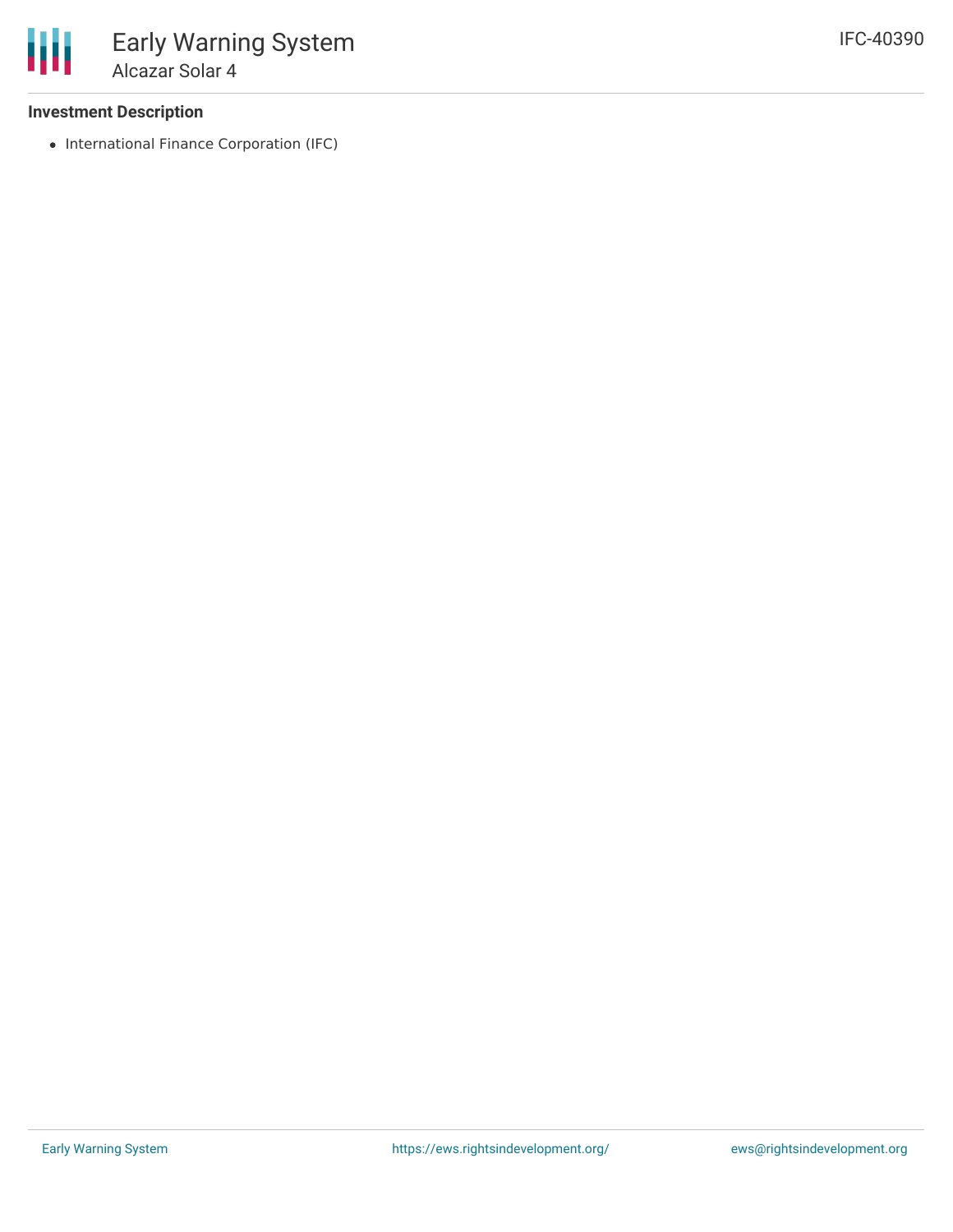### Investment Description

- International Finance Corporation (IFC)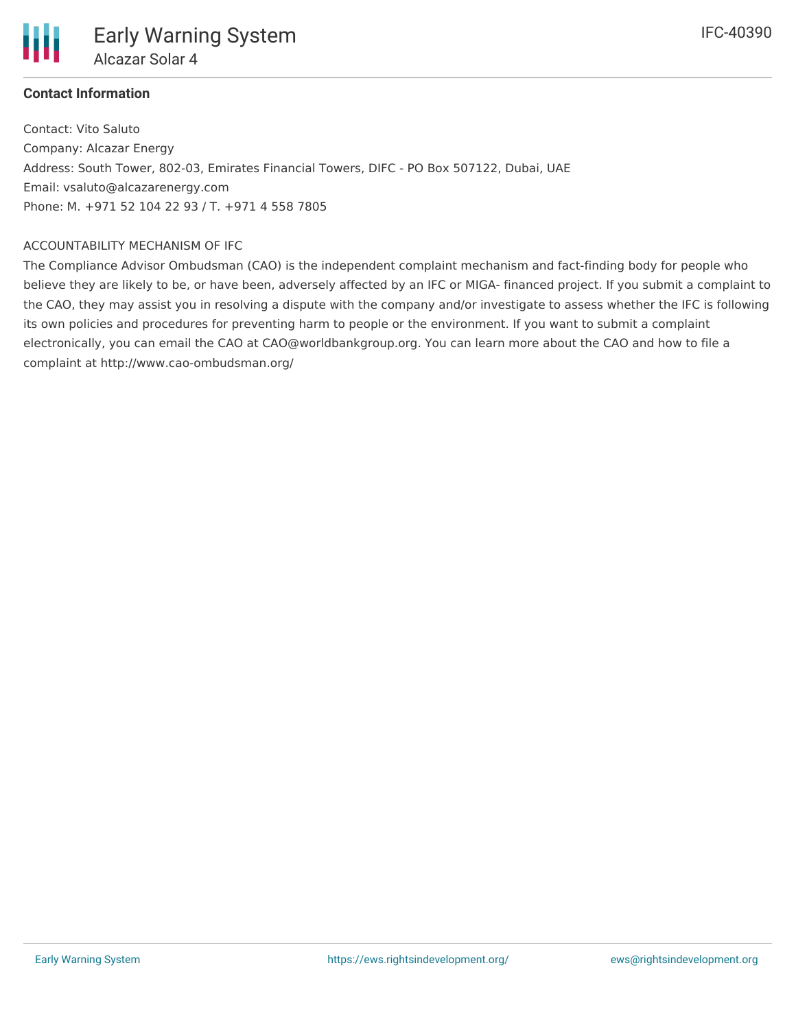**Contact Information**

Contact: Vito Saluto
Company: Alcazar Energy
Address: South Tower, 802-03, Emirates Financial Towers, DIFC - PO Box 507122, Dubai, UAE
Email: vsaluto@alcazarenergy.com
Phone: M. +971 52 104 22 93 / T. +971 4 558 7805

ACCOUNTABILITY MECHANISM OF IFC

The Compliance Advisor Ombudsman (CAO) is the independent complaint mechanism and fact-finding body for people who believe they are likely to be, or have been, adversely affected by an IFC or MIGA- financed project. If you submit a complaint to the CAO, they may assist you in resolving a dispute with the company and/or investigate to assess whether the IFC is following its own policies and procedures for preventing harm to people or the environment. If you want to submit a complaint electronically, you can email the CAO at CAO@worldbankgroup.org. You can learn more about the CAO and how to file a complaint at http://www.cao-ombudsman.org/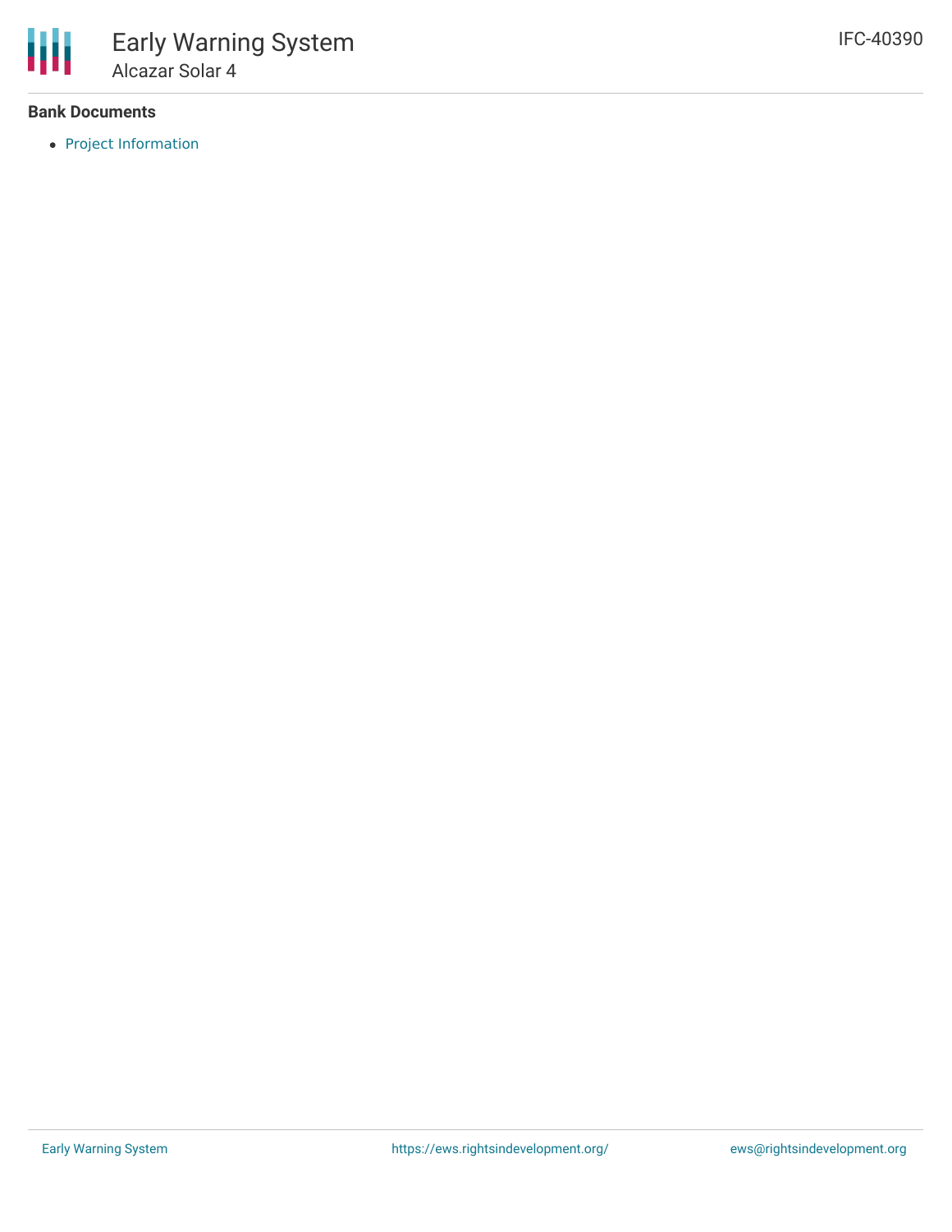**Bank Documents**

- Project Information